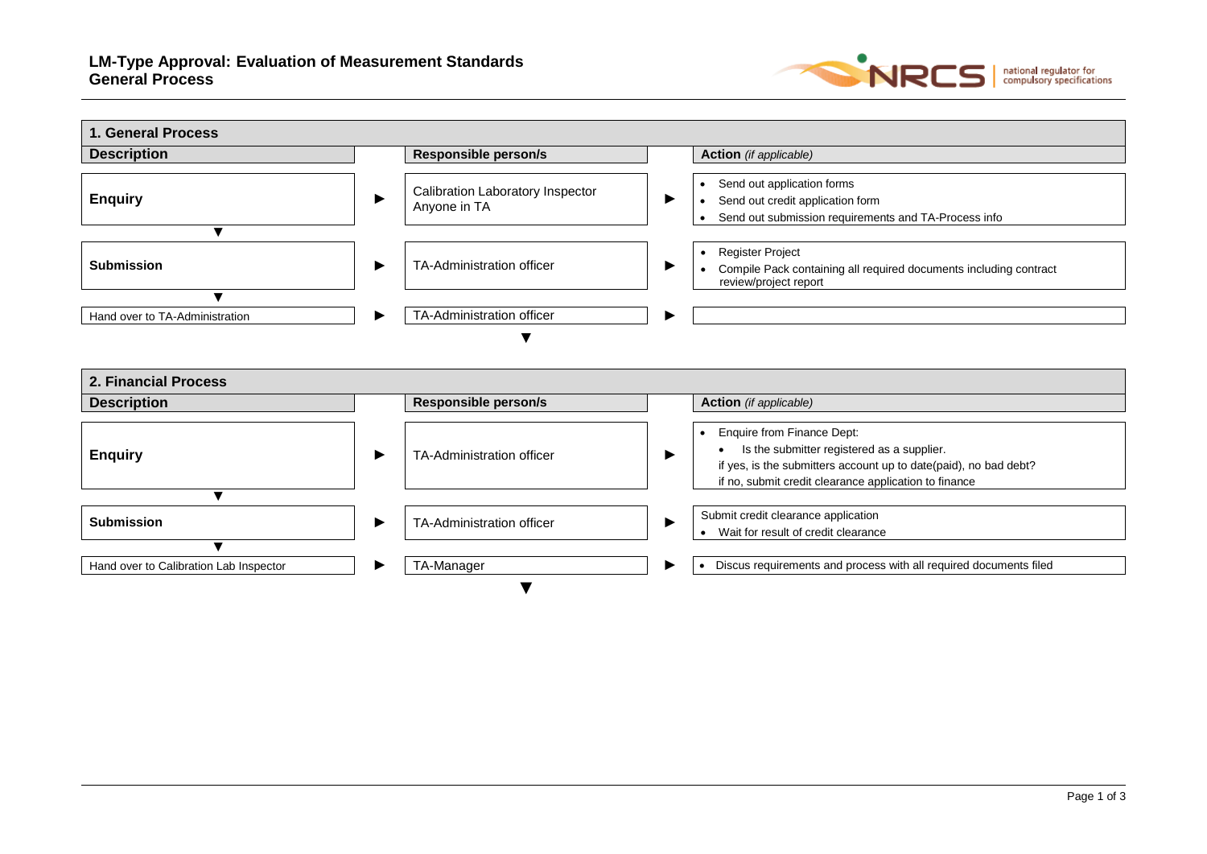# LM-Type Approval: Evaluation of Measurement Standards
## General Process

### 1. General Process

| Description | | Responsible person/s | | Action *(if applicable)* |
|---|---|---|---|---|
| **Enquiry** | ► | Calibration Laboratory Inspector<br>Anyone in TA | ► | • Send out application forms<br>• Send out credit application form<br>• Send out submission requirements and TA-Process info |
| ▼ | | | | |
| **Submission** | ► | TA-Administration officer | ► | • Register Project<br>• Compile Pack containing all required documents including contract review/project report |
| ▼ | | | | |
| Hand over to TA-Administration | ► | TA-Administration officer | ► | |
| | | ▼ | | |

### 2. Financial Process

| Description | | Responsible person/s | | Action *(if applicable)* |
|---|---|---|---|---|
| **Enquiry** | ► | TA-Administration officer | ► | • Enquire from Finance Dept:<br>  • Is the submitter registered as a supplier.<br>  if yes, is the submitters account up to date(paid), no bad debt?<br>  if no, submit credit clearance application to finance |
| ▼ | | | | |
| **Submission** | ► | TA-Administration officer | ► | Submit credit clearance application<br>• Wait for result of credit clearance |
| ▼ | | | | |
| Hand over to Calibration Lab Inspector | ► | TA-Manager | ► | • Discus requirements and process with all required documents filed |
| | | ▼ | | |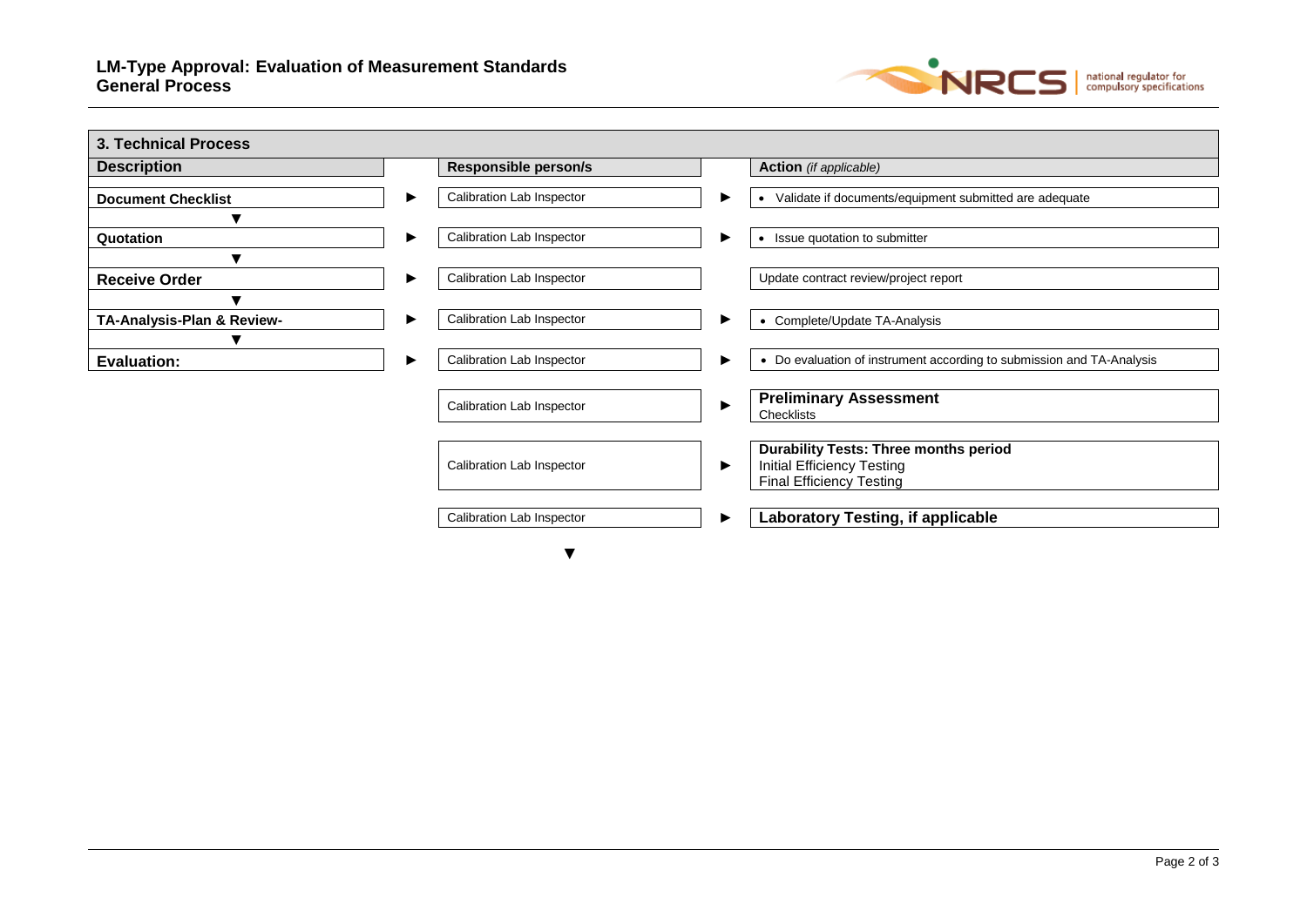## 3. Technical Process

| Description | | Responsible person/s | | Action *(if applicable)* |
|---|---|---|---|---|
| **Document Checklist** | ► | Calibration Lab Inspector | ► | • Validate if documents/equipment submitted are adequate |
| ▼ | | | | |
| **Quotation** | ► | Calibration Lab Inspector | ► | • Issue quotation to submitter |
| ▼ | | | | |
| **Receive Order** | ► | Calibration Lab Inspector | | Update contract review/project report |
| ▼ | | | | |
| **TA-Analysis-Plan & Review-** | ► | Calibration Lab Inspector | ► | • Complete/Update TA-Analysis |
| ▼ | | | | |
| **Evaluation:** | ► | Calibration Lab Inspector | ► | • Do evaluation of instrument according to submission and TA-Analysis |
| | | Calibration Lab Inspector | ► | **Preliminary Assessment**<br>Checklists |
| | | Calibration Lab Inspector | ► | **Durability Tests: Three months period**<br>Initial Efficiency Testing<br>Final Efficiency Testing |
| | | Calibration Lab Inspector | ► | **Laboratory Testing, if applicable** |
| | | ▼ | | |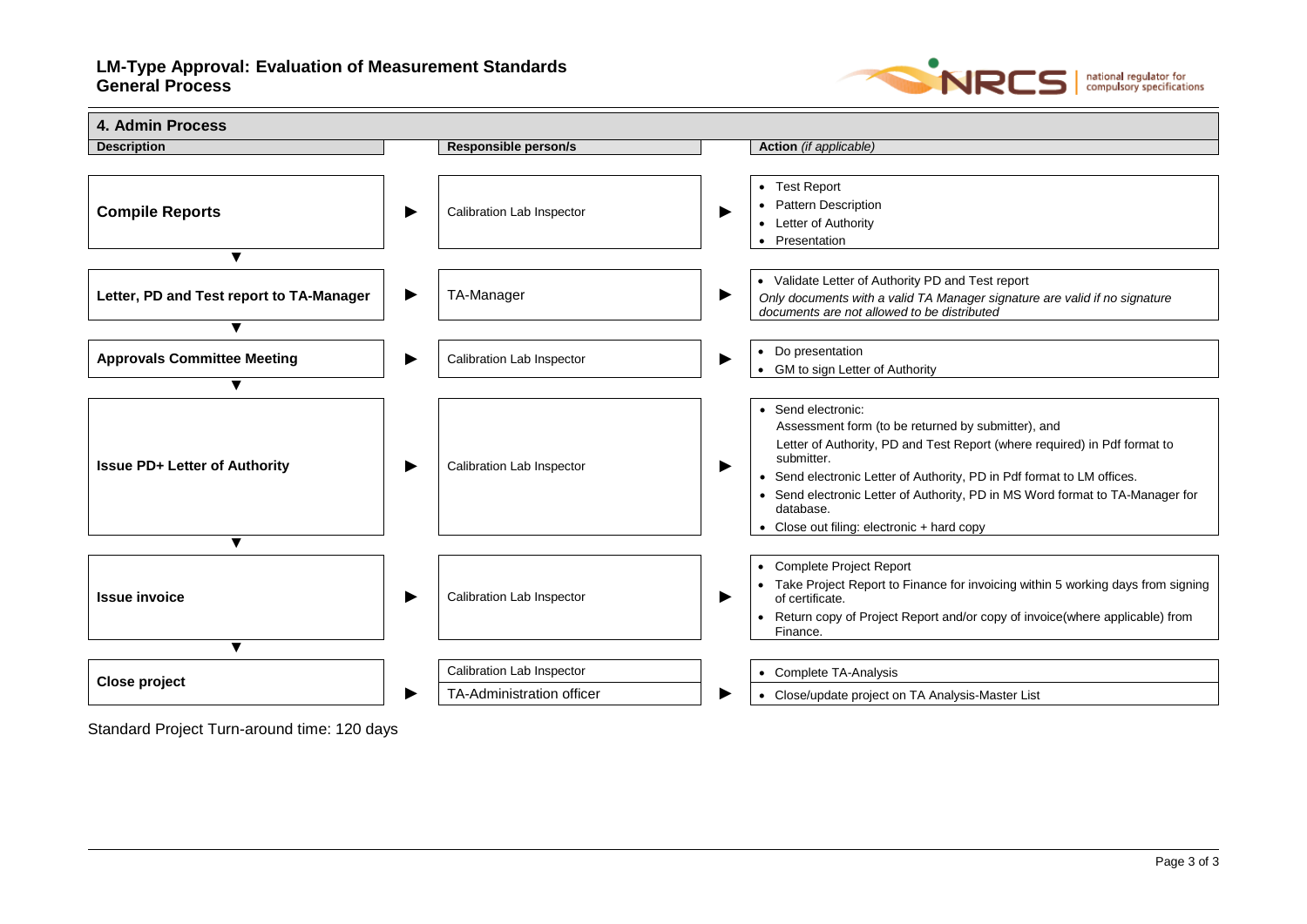## 4. Admin Process

| Description | Responsible person/s | Action *(if applicable)* |
|---|---|---|
| **Compile Reports** | Calibration Lab Inspector | • Test Report<br>• Pattern Description<br>• Letter of Authority<br>• Presentation |
| **Letter, PD and Test report to TA-Manager** | TA-Manager | • Validate Letter of Authority PD and Test report<br>*Only documents with a valid TA Manager signature are valid if no signature documents are not allowed to be distributed* |
| **Approvals Committee Meeting** | Calibration Lab Inspector | • Do presentation<br>• GM to sign Letter of Authority |
| **Issue PD+ Letter of Authority** | Calibration Lab Inspector | • Send electronic:<br>Assessment form (to be returned by submitter), and<br>Letter of Authority, PD and Test Report (where required) in Pdf format to submitter.<br>• Send electronic Letter of Authority, PD in Pdf format to LM offices.<br>• Send electronic Letter of Authority, PD in MS Word format to TA-Manager for database.<br>• Close out filing: electronic + hard copy |
| **Issue invoice** | Calibration Lab Inspector | • Complete Project Report<br>• Take Project Report to Finance for invoicing within 5 working days from signing of certificate.<br>• Return copy of Project Report and/or copy of invoice(where applicable) from Finance. |
| **Close project** | Calibration Lab Inspector | • Complete TA-Analysis |
| | TA-Administration officer | • Close/update project on TA Analysis-Master List |

Standard Project Turn-around time: 120 days